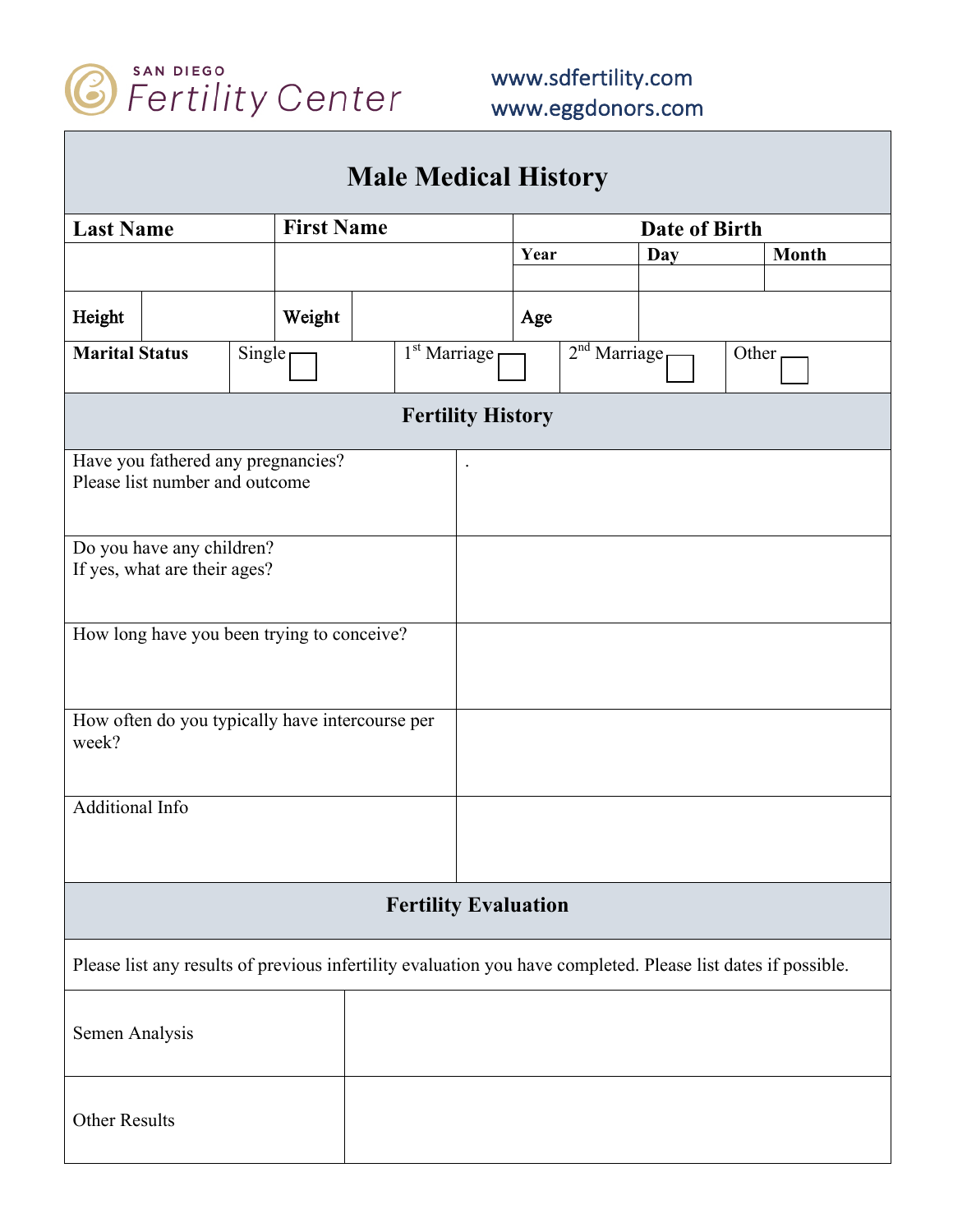SAN DIEGO Fertility Center

www.sdfertility.com
www.eggdonors.com

# Male Medical History

| Last Name | First Name | Date of Birth | | |
|---|---|---|---|---|
| | | Year | Day | Month |
| | | | | |

| Height | | Weight | | Age | |
|---|---|---|---|---|---|

| Marital Status | Single ☐ | 1st Marriage ☐ | 2nd Marriage ☐ | Other ☐ |
|---|---|---|---|---|

## Fertility History

| | |
|---|---|
| Have you fathered any pregnancies? Please list number and outcome | . |
| Do you have any children? If yes, what are their ages? | |
| How long have you been trying to conceive? | |
| How often do you typically have intercourse per week? | |
| Additional Info | |

## Fertility Evaluation

Please list any results of previous infertility evaluation you have completed. Please list dates if possible.

| | |
|---|---|
| Semen Analysis | |
| Other Results | |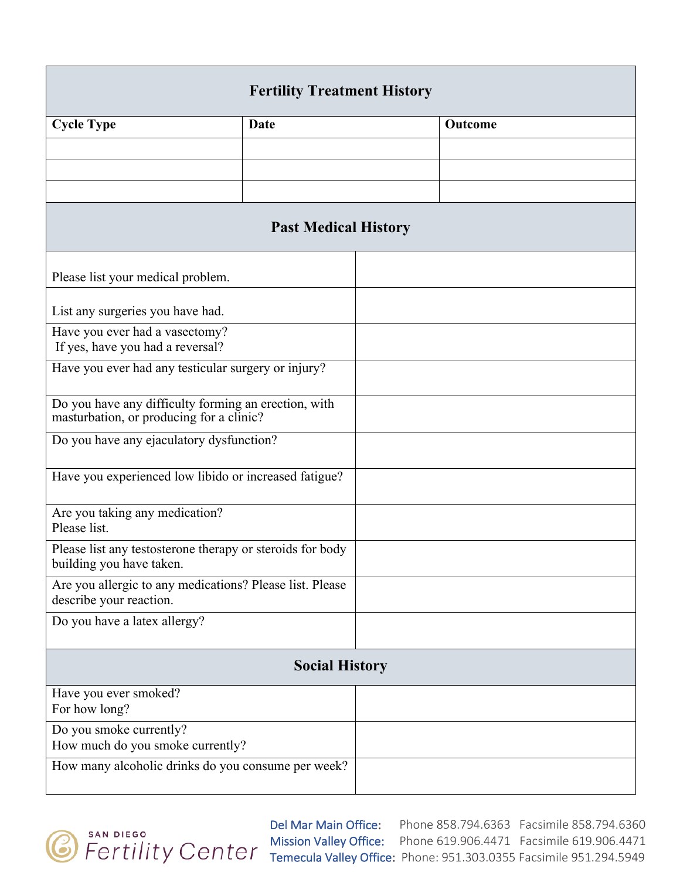## Fertility Treatment History

| Cycle Type | Date | Outcome |
|---|---|---|
| | | |
| | | |
| | | |

## Past Medical History

| | |
|---|---|
| Please list your medical problem. | |
| List any surgeries you have had. | |
| Have you ever had a vasectomy? If yes, have you had a reversal? | |
| Have you ever had any testicular surgery or injury? | |
| Do you have any difficulty forming an erection, with masturbation, or producing for a clinic? | |
| Do you have any ejaculatory dysfunction? | |
| Have you experienced low libido or increased fatigue? | |
| Are you taking any medication? Please list. | |
| Please list any testosterone therapy or steroids for body building you have taken. | |
| Are you allergic to any medications? Please list. Please describe your reaction. | |
| Do you have a latex allergy? | |

## Social History

| | |
|---|---|
| Have you ever smoked? For how long? | |
| Do you smoke currently? How much do you smoke currently? | |
| How many alcoholic drinks do you consume per week? | |

SAN DIEGO Fertility Center

Del Mar Main Office: Phone 858.794.6363 Facsimile 858.794.6360
Mission Valley Office: Phone 619.906.4471 Facsimile 619.906.4471
Temecula Valley Office: Phone: 951.303.0355 Facsimile 951.294.5949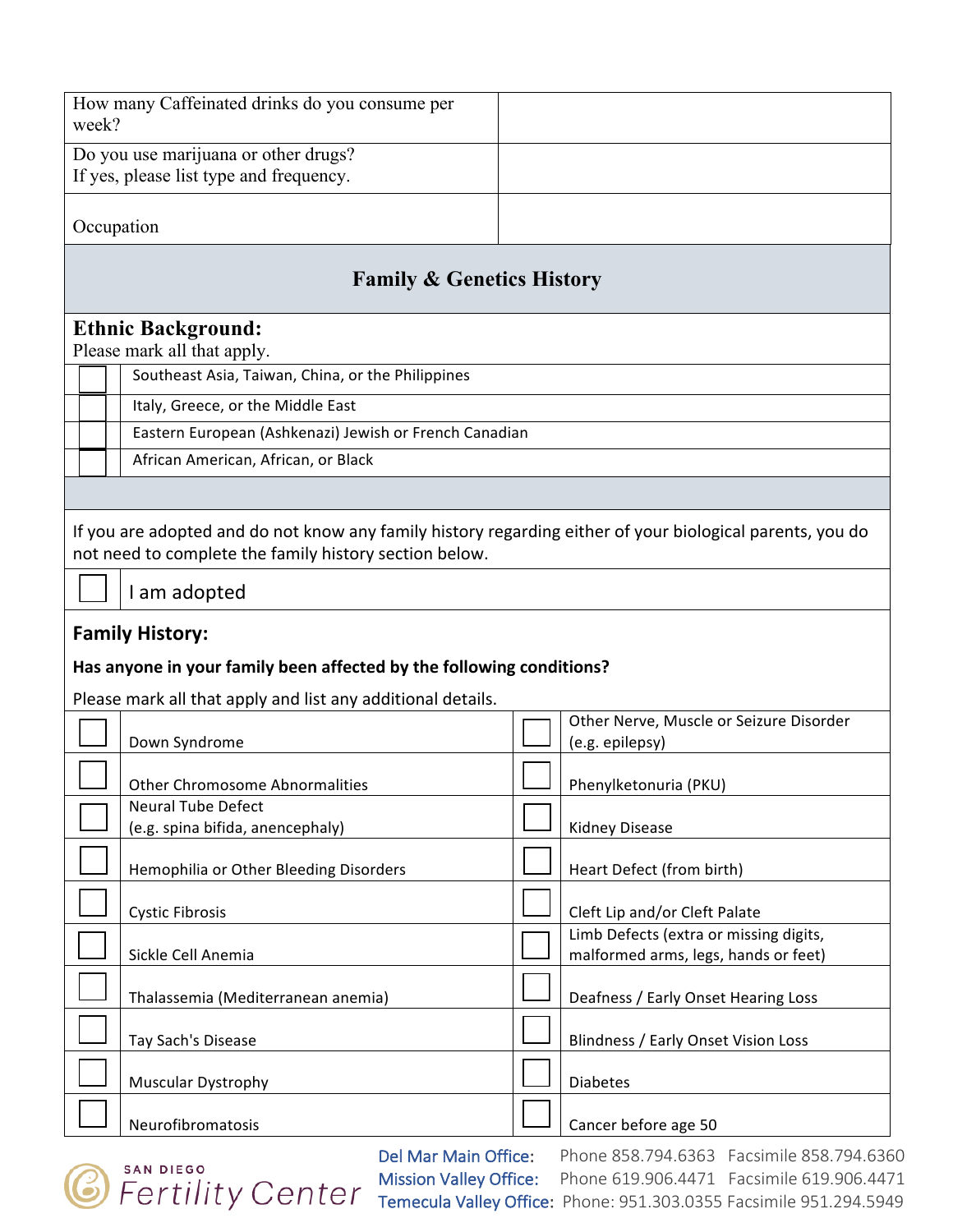| How many Caffeinated drinks do you consume per week? | |
|---|---|
| Do you use marijuana or other drugs?<br>If yes, please list type and frequency. | |
| Occupation | |

## Family & Genetics History

**Ethnic Background:**
Please mark all that apply.

| | |
|---|---|
| ☐ | Southeast Asia, Taiwan, China, or the Philippines |
| ☐ | Italy, Greece, or the Middle East |
| ☐ | Eastern European (Ashkenazi) Jewish or French Canadian |
| ☐ | African American, African, or Black |

If you are adopted and do not know any family history regarding either of your biological parents, you do not need to complete the family history section below.

☐ I am adopted

**Family History:**

**Has anyone in your family been affected by the following conditions?**

Please mark all that apply and list any additional details.

| | | | |
|---|---|---|---|
| ☐ | Down Syndrome | ☐ | Other Nerve, Muscle or Seizure Disorder (e.g. epilepsy) |
| ☐ | Other Chromosome Abnormalities | ☐ | Phenylketonuria (PKU) |
| ☐ | Neural Tube Defect (e.g. spina bifida, anencephaly) | ☐ | Kidney Disease |
| ☐ | Hemophilia or Other Bleeding Disorders | ☐ | Heart Defect (from birth) |
| ☐ | Cystic Fibrosis | ☐ | Cleft Lip and/or Cleft Palate |
| ☐ | Sickle Cell Anemia | ☐ | Limb Defects (extra or missing digits, malformed arms, legs, hands or feet) |
| ☐ | Thalassemia (Mediterranean anemia) | ☐ | Deafness / Early Onset Hearing Loss |
| ☐ | Tay Sach's Disease | ☐ | Blindness / Early Onset Vision Loss |
| ☐ | Muscular Dystrophy | ☐ | Diabetes |
| ☐ | Neurofibromatosis | ☐ | Cancer before age 50 |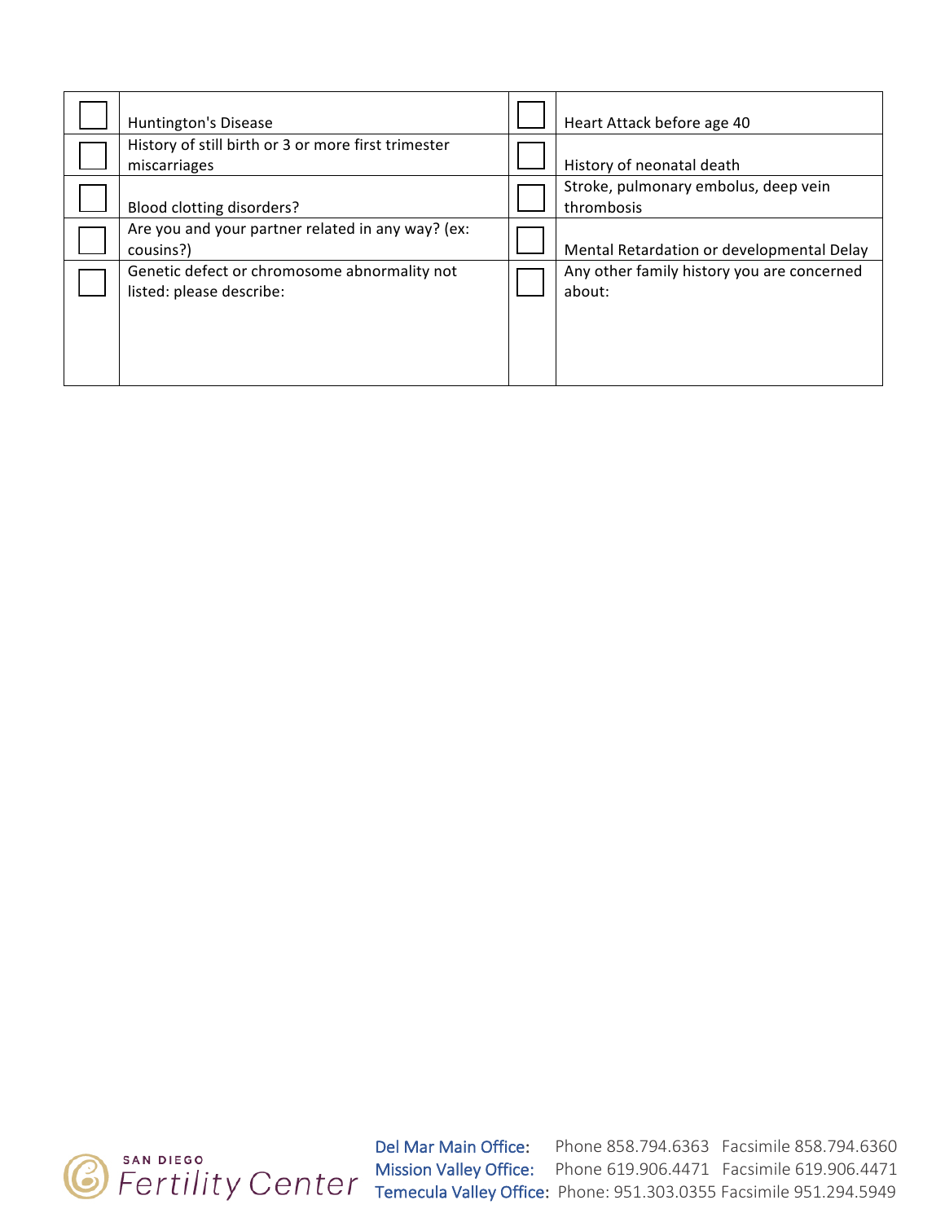| | | | |
|---|---|---|---|
| ☐ | Huntington's Disease | ☐ | Heart Attack before age 40 |
| ☐ | History of still birth or 3 or more first trimester miscarriages | ☐ | History of neonatal death |
| ☐ | Blood clotting disorders? | ☐ | Stroke, pulmonary embolus, deep vein thrombosis |
| ☐ | Are you and your partner related in any way? (ex: cousins?) | ☐ | Mental Retardation or developmental Delay |
| ☐ | Genetic defect or chromosome abnormality not listed: please describe: | ☐ | Any other family history you are concerned about: |